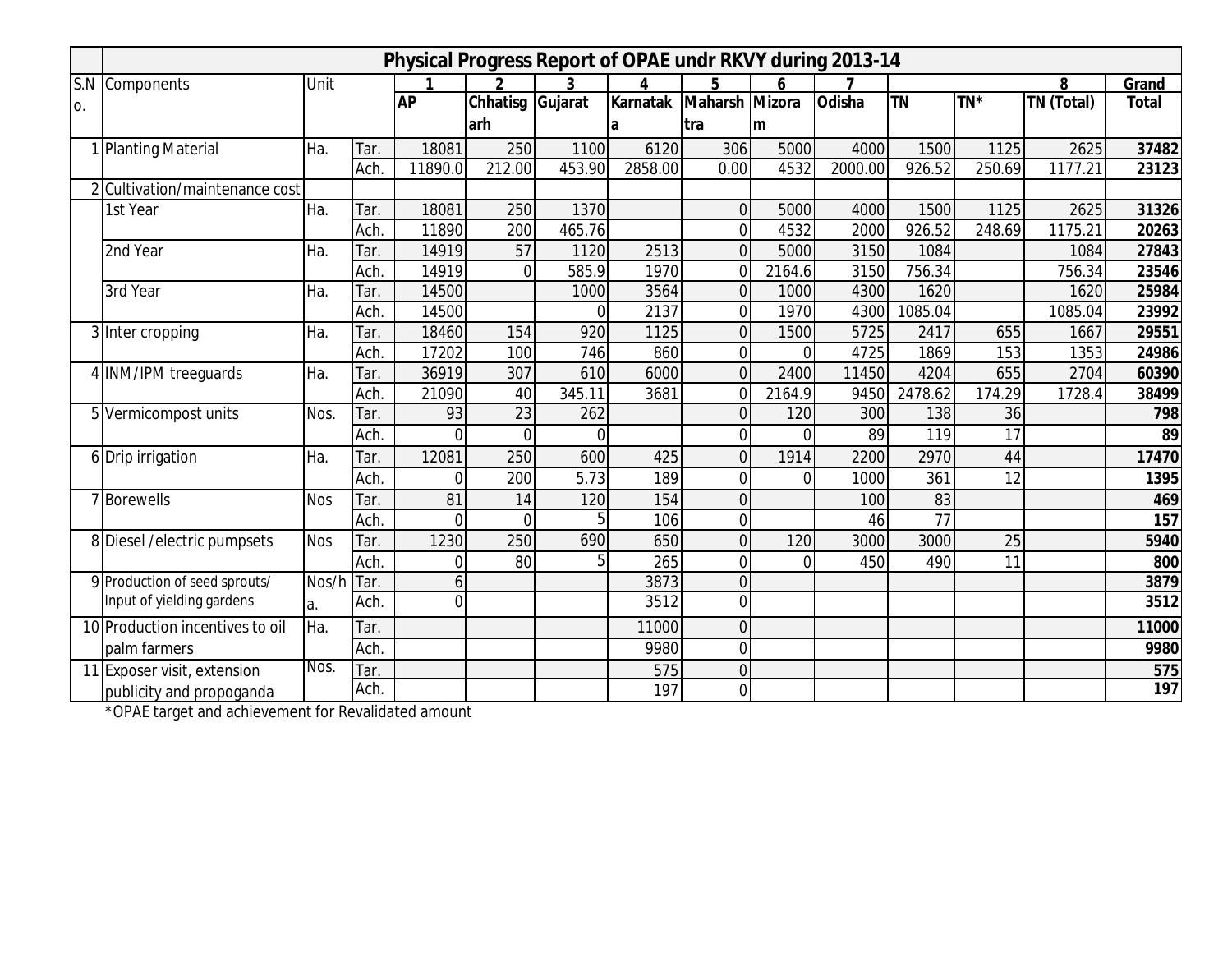# Physical Progress Report of OPAE undr RKVY during 2013-14

| S.No. | Components | Unit | | 1 | 2 | 3 | 4 | 5 | 6 | 7 | | | 8 | Grand Total |
|---|---|---|---|---|---|---|---|---|---|---|---|---|---|---|
| | | | | AP | Chhatisgarh | Gujarat | Karnataka | Maharshtra | Mizoram | Odisha | TN | TN* | TN (Total) | |
| 1 | Planting Material | Ha. | Tar. | 18081 | 250 | 1100 | 6120 | 306 | 5000 | 4000 | 1500 | 1125 | 2625 | **37482** |
| | | | Ach. | 11890.0 | 212.00 | 453.90 | 2858.00 | 0.00 | 4532 | 2000.00 | 926.52 | 250.69 | 1177.21 | **23123** |
| 2 | Cultivation/maintenance cost | | | | | | | | | | | | | |
| | 1st Year | Ha. | Tar. | 18081 | 250 | 1370 | | 0 | 5000 | 4000 | 1500 | 1125 | 2625 | **31326** |
| | | | Ach. | 11890 | 200 | 465.76 | | 0 | 4532 | 2000 | 926.52 | 248.69 | 1175.21 | **20263** |
| | 2nd Year | Ha. | Tar. | 14919 | 57 | 1120 | 2513 | 0 | 5000 | 3150 | 1084 | | 1084 | **27843** |
| | | | Ach. | 14919 | 0 | 585.9 | 1970 | 0 | 2164.6 | 3150 | 756.34 | | 756.34 | **23546** |
| | 3rd Year | Ha. | Tar. | 14500 | | 1000 | 3564 | 0 | 1000 | 4300 | 1620 | | 1620 | **25984** |
| | | | Ach. | 14500 | | 0 | 2137 | 0 | 1970 | 4300 | 1085.04 | | 1085.04 | **23992** |
| 3 | Inter cropping | Ha. | Tar. | 18460 | 154 | 920 | 1125 | 0 | 1500 | 5725 | 2417 | 655 | 1667 | **29551** |
| | | | Ach. | 17202 | 100 | 746 | 860 | 0 | 0 | 4725 | 1869 | 153 | 1353 | **24986** |
| 4 | INM/IPM treeguards | Ha. | Tar. | 36919 | 307 | 610 | 6000 | 0 | 2400 | 11450 | 4204 | 655 | 2704 | **60390** |
| | | | Ach. | 21090 | 40 | 345.11 | 3681 | 0 | 2164.9 | 9450 | 2478.62 | 174.29 | 1728.4 | **38499** |
| 5 | Vermicompost units | Nos. | Tar. | 93 | 23 | 262 | | 0 | 120 | 300 | 138 | 36 | | **798** |
| | | | Ach. | 0 | 0 | 0 | | 0 | 0 | 89 | 119 | 17 | | **89** |
| 6 | Drip irrigation | Ha. | Tar. | 12081 | 250 | 600 | 425 | 0 | 1914 | 2200 | 2970 | 44 | | **17470** |
| | | | Ach. | 0 | 200 | 5.73 | 189 | 0 | 0 | 1000 | 361 | 12 | | **1395** |
| 7 | Borewells | Nos | Tar. | 81 | 14 | 120 | 154 | 0 | | 100 | 83 | | | **469** |
| | | | Ach. | 0 | 0 | 5 | 106 | 0 | | 46 | 77 | | | **157** |
| 8 | Diesel /electric pumpsets | Nos | Tar. | 1230 | 250 | 690 | 650 | 0 | 120 | 3000 | 3000 | 25 | | **5940** |
| | | | Ach. | 0 | 80 | 5 | 265 | 0 | 0 | 450 | 490 | 11 | | **800** |
| 9 | Production of seed sprouts/ Input of yielding gardens | Nos/ha. | Tar. | 6 | | | 3873 | 0 | | | | | | **3879** |
| | | | Ach. | 0 | | | 3512 | 0 | | | | | | **3512** |
| 10 | Production incentives to oil palm farmers | Ha. | Tar. | | | | 11000 | 0 | | | | | | **11000** |
| | | | Ach. | | | | 9980 | 0 | | | | | | **9980** |
| 11 | Exposer visit, extension publicity and propoganda | Nos. | Tar. | | | | 575 | 0 | | | | | | **575** |
| | | | Ach. | | | | 197 | 0 | | | | | | **197** |

*OPAE target and achievement for Revalidated amount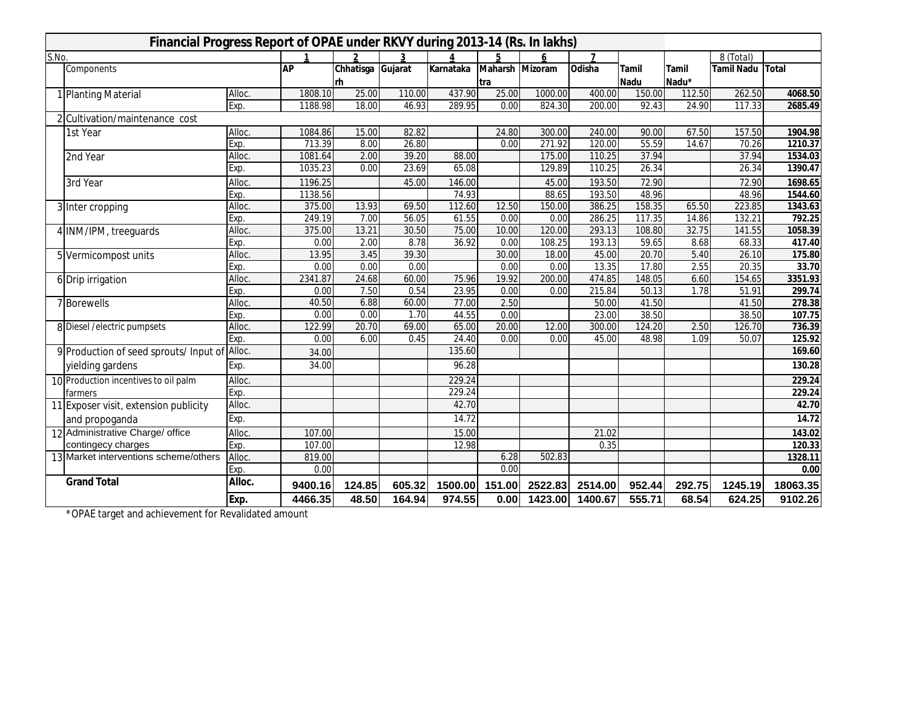## Financial Progress Report of OPAE under RKVY during 2013-14 (Rs. In lakhs)

| S.No. | | | 1 | 2 | 3 | 4 | 5 | 6 | 7 | | | 8 (Total) | |
|---|---|---|---|---|---|---|---|---|---|---|---|---|---|
| | Components | | AP | Chhatisgarh | Gujarat | Karnataka | Maharashtra | Mizoram | Odisha | Tamil Nadu | Tamil Nadu* | Tamil Nadu | Total |
| 1 | Planting Material | Alloc. | 1808.10 | 25.00 | 110.00 | 437.90 | 25.00 | 1000.00 | 400.00 | 150.00 | 112.50 | 262.50 | **4068.50** |
| | | Exp. | 1188.98 | 18.00 | 46.93 | 289.95 | 0.00 | 824.30 | 200.00 | 92.43 | 24.90 | 117.33 | **2685.49** |
| 2 | Cultivation/maintenance cost | | | | | | | | | | | | |
| | 1st Year | Alloc. | 1084.86 | 15.00 | 82.82 | | 24.80 | 300.00 | 240.00 | 90.00 | 67.50 | 157.50 | **1904.98** |
| | | Exp. | 713.39 | 8.00 | 26.80 | | 0.00 | 271.92 | 120.00 | 55.59 | 14.67 | 70.26 | **1210.37** |
| | 2nd Year | Alloc. | 1081.64 | 2.00 | 39.20 | 88.00 | | 175.00 | 110.25 | 37.94 | | 37.94 | **1534.03** |
| | | Exp. | 1035.23 | 0.00 | 23.69 | 65.08 | | 129.89 | 110.25 | 26.34 | | 26.34 | **1390.47** |
| | 3rd Year | Alloc. | 1196.25 | | 45.00 | 146.00 | | 45.00 | 193.50 | 72.90 | | 72.90 | **1698.65** |
| | | Exp. | 1138.56 | | | 74.93 | | 88.65 | 193.50 | 48.96 | | 48.96 | **1544.60** |
| 3 | Inter cropping | Alloc. | 375.00 | 13.93 | 69.50 | 112.60 | 12.50 | 150.00 | 386.25 | 158.35 | 65.50 | 223.85 | **1343.63** |
| | | Exp. | 249.19 | 7.00 | 56.05 | 61.55 | 0.00 | 0.00 | 286.25 | 117.35 | 14.86 | 132.21 | **792.25** |
| 4 | INM/IPM, treeguards | Alloc. | 375.00 | 13.21 | 30.50 | 75.00 | 10.00 | 120.00 | 293.13 | 108.80 | 32.75 | 141.55 | **1058.39** |
| | | Exp. | 0.00 | 2.00 | 8.78 | 36.92 | 0.00 | 108.25 | 193.13 | 59.65 | 8.68 | 68.33 | **417.40** |
| 5 | Vermicompost units | Alloc. | 13.95 | 3.45 | 39.30 | | 30.00 | 18.00 | 45.00 | 20.70 | 5.40 | 26.10 | **175.80** |
| | | Exp. | 0.00 | 0.00 | 0.00 | | 0.00 | 0.00 | 13.35 | 17.80 | 2.55 | 20.35 | **33.70** |
| 6 | Drip irrigation | Alloc. | 2341.87 | 24.68 | 60.00 | 75.96 | 19.92 | 200.00 | 474.85 | 148.05 | 6.60 | 154.65 | **3351.93** |
| | | Exp. | 0.00 | 7.50 | 0.54 | 23.95 | 0.00 | 0.00 | 215.84 | 50.13 | 1.78 | 51.91 | **299.74** |
| 7 | Borewells | Alloc. | 40.50 | 6.88 | 60.00 | 77.00 | 2.50 | | 50.00 | 41.50 | | 41.50 | **278.38** |
| | | Exp. | 0.00 | 0.00 | 1.70 | 44.55 | 0.00 | | 23.00 | 38.50 | | 38.50 | **107.75** |
| 8 | Diesel /electric pumpsets | Alloc. | 122.99 | 20.70 | 69.00 | 65.00 | 20.00 | 12.00 | 300.00 | 124.20 | 2.50 | 126.70 | **736.39** |
| | | Exp. | 0.00 | 6.00 | 0.45 | 24.40 | 0.00 | 0.00 | 45.00 | 48.98 | 1.09 | 50.07 | **125.92** |
| 9 | Production of seed sprouts/ Input of yielding gardens | Alloc. | 34.00 | | | 135.60 | | | | | | | **169.60** |
| | | Exp. | 34.00 | | | 96.28 | | | | | | | **130.28** |
| 10 | Production incentives to oil palm farmers | Alloc. | | | | 229.24 | | | | | | | **229.24** |
| | | Exp. | | | | 229.24 | | | | | | | **229.24** |
| 11 | Exposer visit, extension publicity and propoganda | Alloc. | | | | 42.70 | | | | | | | **42.70** |
| | | Exp. | | | | 14.72 | | | | | | | **14.72** |
| 12 | Administrative Charge/ office contingecy charges | Alloc. | 107.00 | | | 15.00 | | | 21.02 | | | | **143.02** |
| | | Exp. | 107.00 | | | 12.98 | | | 0.35 | | | | **120.33** |
| 13 | Market interventions scheme/others | Alloc. | 819.00 | | | | 6.28 | 502.83 | | | | | **1328.11** |
| | | Exp. | 0.00 | | | | 0.00 | | | | | | **0.00** |
| | **Grand Total** | **Alloc.** | **9400.16** | **124.85** | **605.32** | **1500.00** | **151.00** | **2522.83** | **2514.00** | **952.44** | **292.75** | **1245.19** | **18063.35** |
| | | **Exp.** | **4466.35** | **48.50** | **164.94** | **974.55** | **0.00** | **1423.00** | **1400.67** | **555.71** | **68.54** | **624.25** | **9102.26** |

*OPAE target and achievement for Revalidated amount